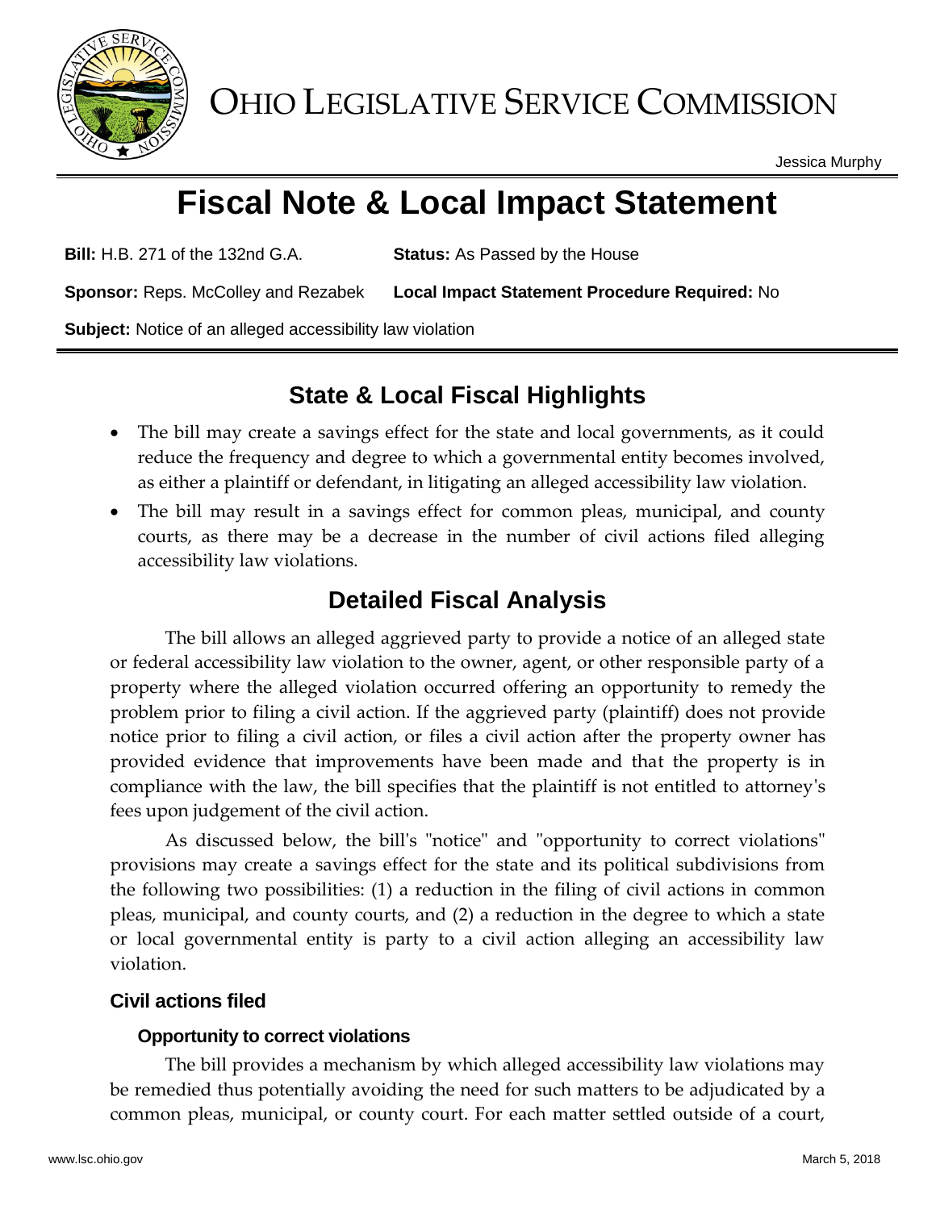# OHIO LEGISLATIVE SERVICE COMMISSION

Jessica Murphy

# Fiscal Note & Local Impact Statement

**Bill:** H.B. 271 of the 132nd G.A. **Status:** As Passed by the House

**Sponsor:** Reps. McColley and Rezabek **Local Impact Statement Procedure Required:** No

**Subject:** Notice of an alleged accessibility law violation

## State & Local Fiscal Highlights

- The bill may create a savings effect for the state and local governments, as it could reduce the frequency and degree to which a governmental entity becomes involved, as either a plaintiff or defendant, in litigating an alleged accessibility law violation.
- The bill may result in a savings effect for common pleas, municipal, and county courts, as there may be a decrease in the number of civil actions filed alleging accessibility law violations.

## Detailed Fiscal Analysis

The bill allows an alleged aggrieved party to provide a notice of an alleged state or federal accessibility law violation to the owner, agent, or other responsible party of a property where the alleged violation occurred offering an opportunity to remedy the problem prior to filing a civil action. If the aggrieved party (plaintiff) does not provide notice prior to filing a civil action, or files a civil action after the property owner has provided evidence that improvements have been made and that the property is in compliance with the law, the bill specifies that the plaintiff is not entitled to attorney's fees upon judgement of the civil action.

As discussed below, the bill's "notice" and "opportunity to correct violations" provisions may create a savings effect for the state and its political subdivisions from the following two possibilities: (1) a reduction in the filing of civil actions in common pleas, municipal, and county courts, and (2) a reduction in the degree to which a state or local governmental entity is party to a civil action alleging an accessibility law violation.

### Civil actions filed

#### Opportunity to correct violations

The bill provides a mechanism by which alleged accessibility law violations may be remedied thus potentially avoiding the need for such matters to be adjudicated by a common pleas, municipal, or county court. For each matter settled outside of a court,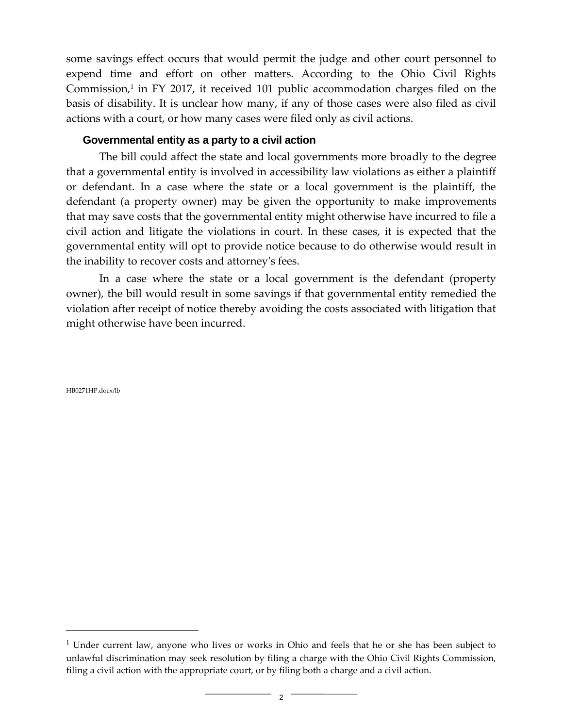some savings effect occurs that would permit the judge and other court personnel to expend time and effort on other matters. According to the Ohio Civil Rights Commission,[1] in FY 2017, it received 101 public accommodation charges filed on the basis of disability. It is unclear how many, if any of those cases were also filed as civil actions with a court, or how many cases were filed only as civil actions.

### Governmental entity as a party to a civil action

The bill could affect the state and local governments more broadly to the degree that a governmental entity is involved in accessibility law violations as either a plaintiff or defendant. In a case where the state or a local government is the plaintiff, the defendant (a property owner) may be given the opportunity to make improvements that may save costs that the governmental entity might otherwise have incurred to file a civil action and litigate the violations in court. In these cases, it is expected that the governmental entity will opt to provide notice because to do otherwise would result in the inability to recover costs and attorney's fees.

In a case where the state or a local government is the defendant (property owner), the bill would result in some savings if that governmental entity remedied the violation after receipt of notice thereby avoiding the costs associated with litigation that might otherwise have been incurred.

HB0271HP.docx/lb

[1] Under current law, anyone who lives or works in Ohio and feels that he or she has been subject to unlawful discrimination may seek resolution by filing a charge with the Ohio Civil Rights Commission, filing a civil action with the appropriate court, or by filing both a charge and a civil action.